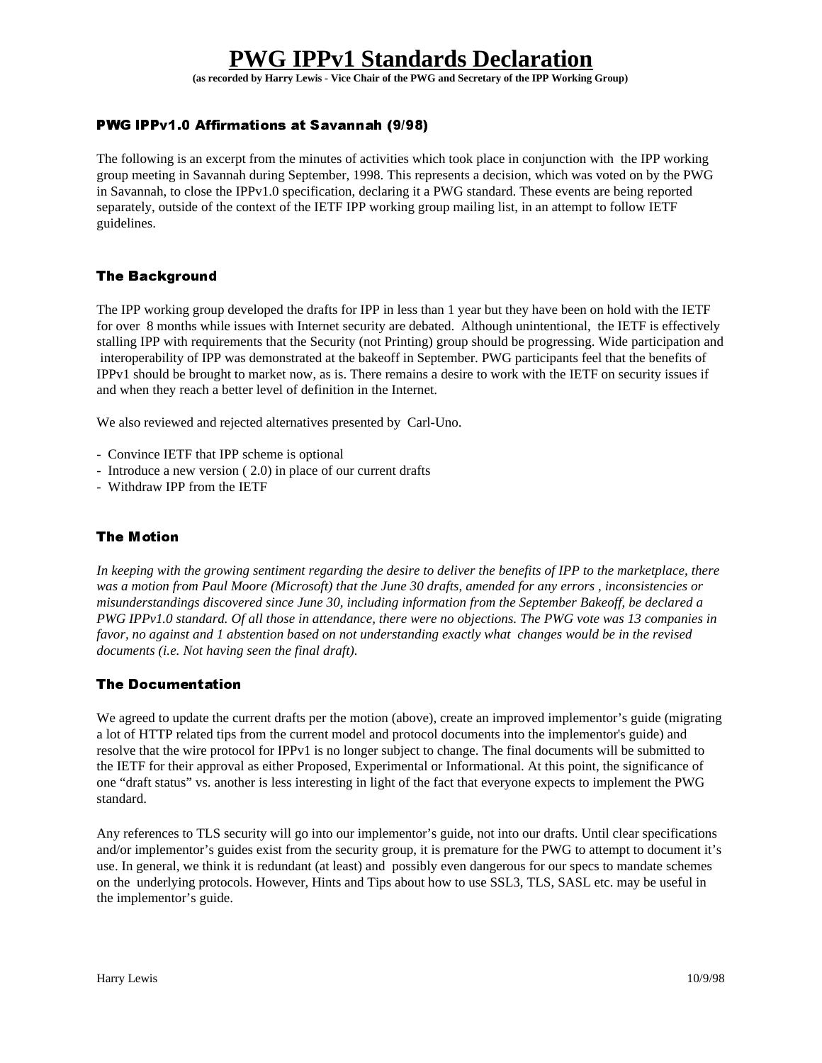# PWG IPPv1 Standards Declaration

**(as recorded by Harry Lewis - Vice Chair of the PWG and Secretary of the IPP Working Group)**

## PWG IPPv1.0 Affirmations at Savannah (9/98)

The following is an excerpt from the minutes of activities which took place in conjunction with the IPP working group meeting in Savannah during September, 1998. This represents a decision, which was voted on by the PWG in Savannah, to close the IPPv1.0 specification, declaring it a PWG standard. These events are being reported separately, outside of the context of the IETF IPP working group mailing list, in an attempt to follow IETF guidelines.

## The Background

The IPP working group developed the drafts for IPP in less than 1 year but they have been on hold with the IETF for over 8 months while issues with Internet security are debated. Although unintentional, the IETF is effectively stalling IPP with requirements that the Security (not Printing) group should be progressing. Wide participation and interoperability of IPP was demonstrated at the bakeoff in September. PWG participants feel that the benefits of IPPv1 should be brought to market now, as is. There remains a desire to work with the IETF on security issues if and when they reach a better level of definition in the Internet.

We also reviewed and rejected alternatives presented by Carl-Uno.

- Convince IETF that IPP scheme is optional
- Introduce a new version ( 2.0) in place of our current drafts
- Withdraw IPP from the IETF

## The Motion

*In keeping with the growing sentiment regarding the desire to deliver the benefits of IPP to the marketplace, there was a motion from Paul Moore (Microsoft) that the June 30 drafts, amended for any errors , inconsistencies or misunderstandings discovered since June 30, including information from the September Bakeoff, be declared a PWG IPPv1.0 standard. Of all those in attendance, there were no objections. The PWG vote was 13 companies in favor, no against and 1 abstention based on not understanding exactly what changes would be in the revised documents (i.e. Not having seen the final draft).*

## The Documentation

We agreed to update the current drafts per the motion (above), create an improved implementor's guide (migrating a lot of HTTP related tips from the current model and protocol documents into the implementor's guide) and resolve that the wire protocol for IPPv1 is no longer subject to change. The final documents will be submitted to the IETF for their approval as either Proposed, Experimental or Informational. At this point, the significance of one "draft status" vs. another is less interesting in light of the fact that everyone expects to implement the PWG standard.

Any references to TLS security will go into our implementor's guide, not into our drafts. Until clear specifications and/or implementor's guides exist from the security group, it is premature for the PWG to attempt to document it's use. In general, we think it is redundant (at least) and possibly even dangerous for our specs to mandate schemes on the underlying protocols. However, Hints and Tips about how to use SSL3, TLS, SASL etc. may be useful in the implementor's guide.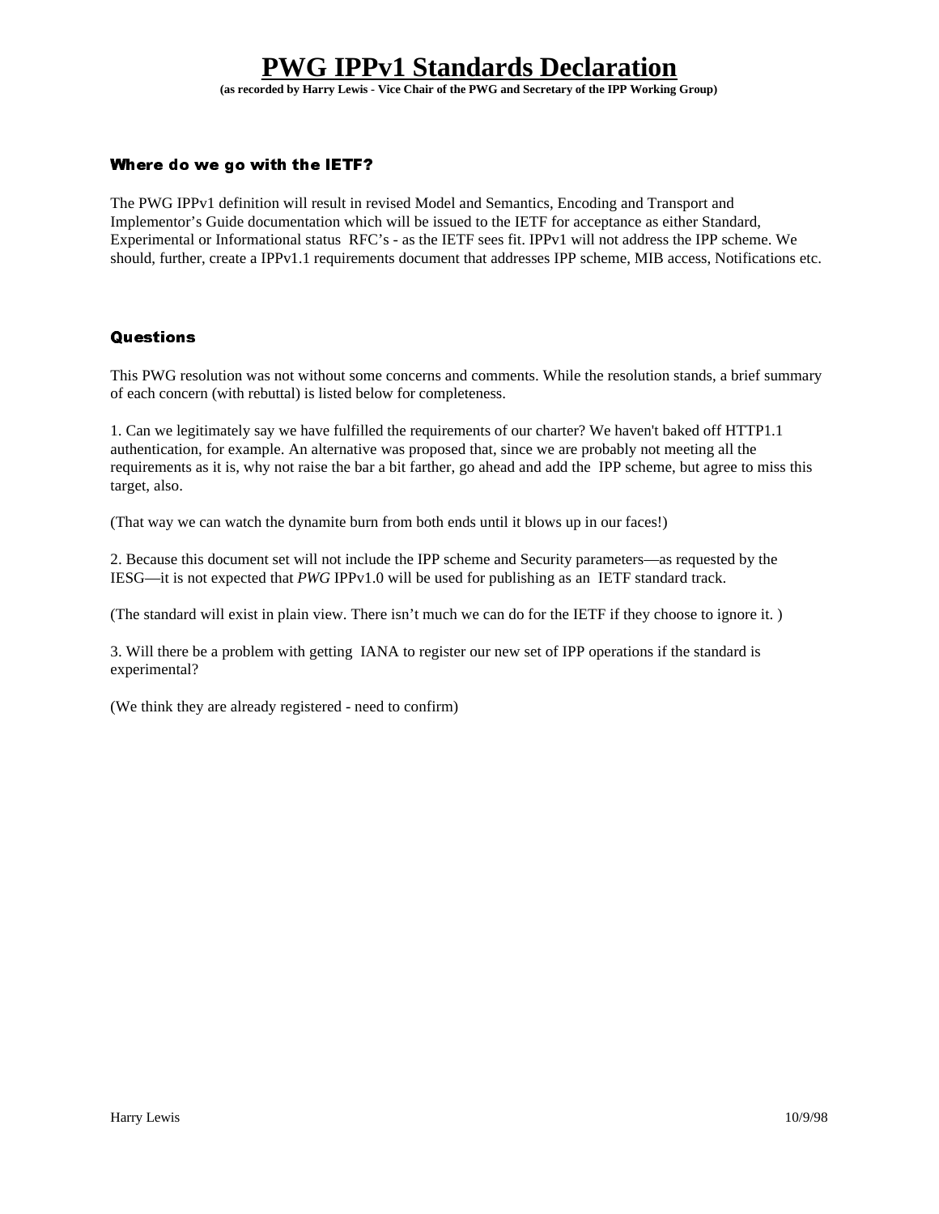# PWG IPPv1 Standards Declaration

**(as recorded by Harry Lewis - Vice Chair of the PWG and Secretary of the IPP Working Group)**

### Where do we go with the IETF?

The PWG IPPv1 definition will result in revised Model and Semantics, Encoding and Transport and Implementor's Guide documentation which will be issued to the IETF for acceptance as either Standard, Experimental or Informational status RFC's - as the IETF sees fit. IPPv1 will not address the IPP scheme. We should, further, create a IPPv1.1 requirements document that addresses IPP scheme, MIB access, Notifications etc.

### Questions

This PWG resolution was not without some concerns and comments. While the resolution stands, a brief summary of each concern (with rebuttal) is listed below for completeness.

1. Can we legitimately say we have fulfilled the requirements of our charter? We haven't baked off HTTP1.1 authentication, for example. An alternative was proposed that, since we are probably not meeting all the requirements as it is, why not raise the bar a bit farther, go ahead and add the IPP scheme, but agree to miss this target, also.

(That way we can watch the dynamite burn from both ends until it blows up in our faces!)

2. Because this document set will not include the IPP scheme and Security parameters—as requested by the IESG—it is not expected that *PWG* IPPv1.0 will be used for publishing as an IETF standard track.

(The standard will exist in plain view. There isn't much we can do for the IETF if they choose to ignore it. )

3. Will there be a problem with getting IANA to register our new set of IPP operations if the standard is experimental?

(We think they are already registered - need to confirm)